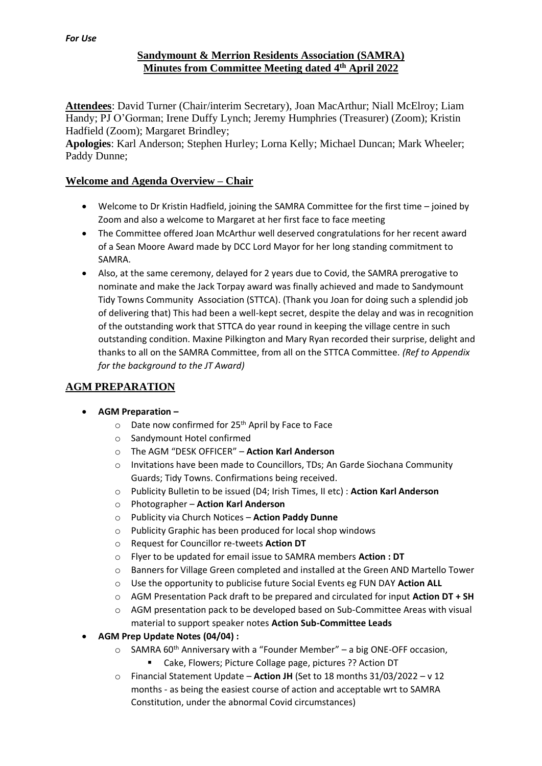*For Use*

# Sandymount & Merrion Residents Association (SAMRA)
# Minutes from Committee Meeting dated 4th April 2022

**Attendees**: David Turner (Chair/interim Secretary), Joan MacArthur; Niall McElroy; Liam Handy; PJ O'Gorman; Irene Duffy Lynch; Jeremy Humphries (Treasurer) (Zoom); Kristin Hadfield (Zoom); Margaret Brindley;
**Apologies**: Karl Anderson; Stephen Hurley; Lorna Kelly; Michael Duncan; Mark Wheeler; Paddy Dunne;

## Welcome and Agenda Overview – Chair

- Welcome to Dr Kristin Hadfield, joining the SAMRA Committee for the first time – joined by Zoom and also a welcome to Margaret at her first face to face meeting
- The Committee offered Joan McArthur well deserved congratulations for her recent award of a Sean Moore Award made by DCC Lord Mayor for her long standing commitment to SAMRA.
- Also, at the same ceremony, delayed for 2 years due to Covid, the SAMRA prerogative to nominate and make the Jack Torpay award was finally achieved and made to Sandymount Tidy Towns Community Association (STTCA). (Thank you Joan for doing such a splendid job of delivering that) This had been a well-kept secret, despite the delay and was in recognition of the outstanding work that STTCA do year round in keeping the village centre in such outstanding condition. Maxine Pilkington and Mary Ryan recorded their surprise, delight and thanks to all on the SAMRA Committee, from all on the STTCA Committee. *(Ref to Appendix for the background to the JT Award)*

## AGM PREPARATION

- **AGM Preparation –**
  - Date now confirmed for 25th April by Face to Face
  - Sandymount Hotel confirmed
  - The AGM "DESK OFFICER" – **Action Karl Anderson**
  - Invitations have been made to Councillors, TDs; An Garde Siochana Community Guards; Tidy Towns. Confirmations being received.
  - Publicity Bulletin to be issued (D4; Irish Times, II etc) : **Action Karl Anderson**
  - Photographer – **Action Karl Anderson**
  - Publicity via Church Notices – **Action Paddy Dunne**
  - Publicity Graphic has been produced for local shop windows
  - Request for Councillor re-tweets **Action DT**
  - Flyer to be updated for email issue to SAMRA members **Action : DT**
  - Banners for Village Green completed and installed at the Green AND Martello Tower
  - Use the opportunity to publicise future Social Events eg FUN DAY **Action ALL**
  - AGM Presentation Pack draft to be prepared and circulated for input **Action DT + SH**
  - AGM presentation pack to be developed based on Sub-Committee Areas with visual material to support speaker notes **Action Sub-Committee Leads**
- **AGM Prep Update Notes (04/04) :**
  - SAMRA 60th Anniversary with a "Founder Member" – a big ONE-OFF occasion,
    - Cake, Flowers; Picture Collage page, pictures ?? Action DT
  - Financial Statement Update – **Action JH** (Set to 18 months 31/03/2022 – v 12 months - as being the easiest course of action and acceptable wrt to SAMRA Constitution, under the abnormal Covid circumstances)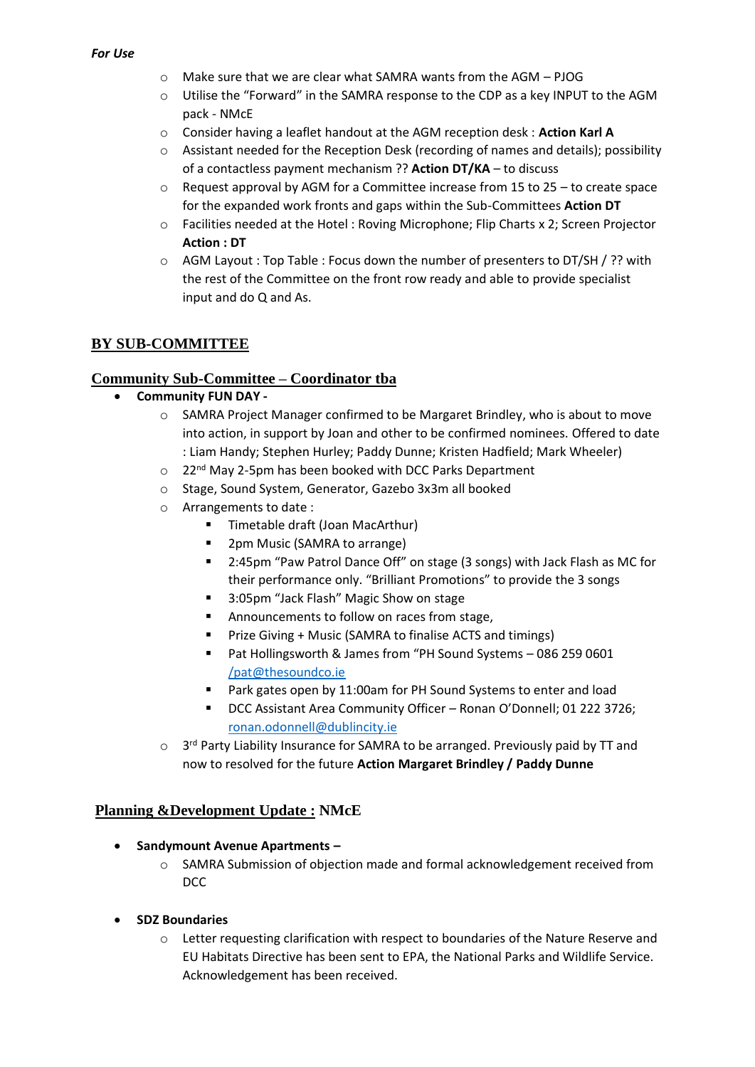*For Use*

- Make sure that we are clear what SAMRA wants from the AGM – PJOG
- Utilise the "Forward" in the SAMRA response to the CDP as a key INPUT to the AGM pack - NMcE
- Consider having a leaflet handout at the AGM reception desk : **Action Karl A**
- Assistant needed for the Reception Desk (recording of names and details); possibility of a contactless payment mechanism ?? **Action DT/KA** – to discuss
- Request approval by AGM for a Committee increase from 15 to 25 – to create space for the expanded work fronts and gaps within the Sub-Committees **Action DT**
- Facilities needed at the Hotel : Roving Microphone; Flip Charts x 2; Screen Projector **Action : DT**
- AGM Layout : Top Table : Focus down the number of presenters to DT/SH / ?? with the rest of the Committee on the front row ready and able to provide specialist input and do Q and As.

## BY SUB-COMMITTEE

### Community Sub-Committee – Coordinator tba

- **Community FUN DAY -**
  - SAMRA Project Manager confirmed to be Margaret Brindley, who is about to move into action, in support by Joan and other to be confirmed nominees. Offered to date : Liam Handy; Stephen Hurley; Paddy Dunne; Kristen Hadfield; Mark Wheeler)
  - 22nd May 2-5pm has been booked with DCC Parks Department
  - Stage, Sound System, Generator, Gazebo 3x3m all booked
  - Arrangements to date :
    - Timetable draft (Joan MacArthur)
    - 2pm Music (SAMRA to arrange)
    - 2:45pm "Paw Patrol Dance Off" on stage (3 songs) with Jack Flash as MC for their performance only. "Brilliant Promotions" to provide the 3 songs
    - 3:05pm "Jack Flash" Magic Show on stage
    - Announcements to follow on races from stage,
    - Prize Giving + Music (SAMRA to finalise ACTS and timings)
    - Pat Hollingsworth & James from "PH Sound Systems – 086 259 0601 /pat@thesoundco.ie
    - Park gates open by 11:00am for PH Sound Systems to enter and load
    - DCC Assistant Area Community Officer – Ronan O'Donnell; 01 222 3726; ronan.odonnell@dublincity.ie
  - 3rd Party Liability Insurance for SAMRA to be arranged. Previously paid by TT and now to resolved for the future **Action Margaret Brindley / Paddy Dunne**

### Planning &Development Update : NMcE

- **Sandymount Avenue Apartments –**
  - SAMRA Submission of objection made and formal acknowledgement received from DCC
- **SDZ Boundaries**
  - Letter requesting clarification with respect to boundaries of the Nature Reserve and EU Habitats Directive has been sent to EPA, the National Parks and Wildlife Service. Acknowledgement has been received.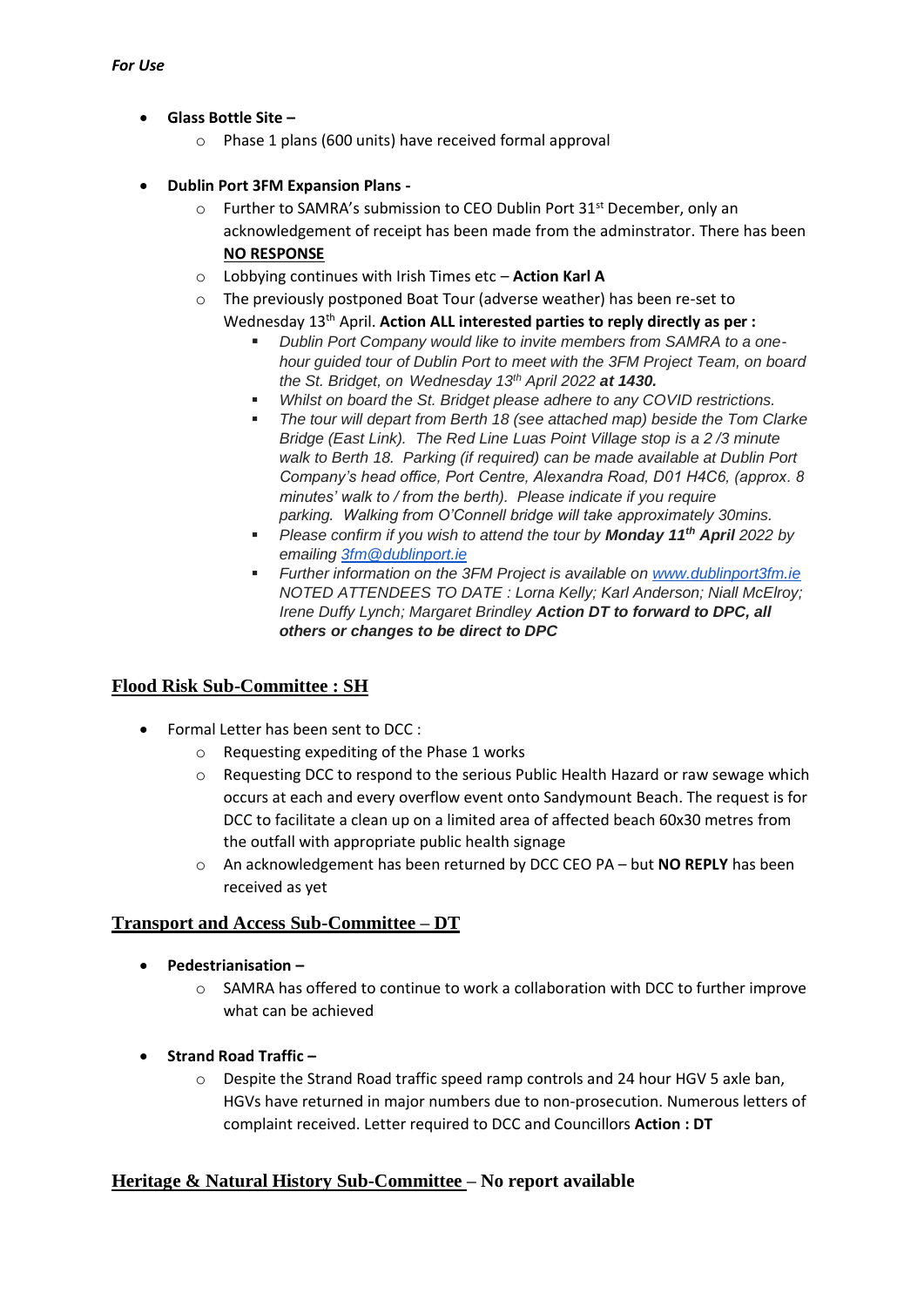*For Use*

- **Glass Bottle Site –**
  - Phase 1 plans (600 units) have received formal approval

- **Dublin Port 3FM Expansion Plans -**
  - Further to SAMRA's submission to CEO Dublin Port 31st December, only an acknowledgement of receipt has been made from the adminstrator. There has been **NO RESPONSE**
  - Lobbying continues with Irish Times etc – **Action Karl A**
  - The previously postponed Boat Tour (adverse weather) has been re-set to Wednesday 13th April. **Action ALL interested parties to reply directly as per :**
    - *Dublin Port Company would like to invite members from SAMRA to a one-hour guided tour of Dublin Port to meet with the 3FM Project Team, on board the St. Bridget, on Wednesday 13th April 2022 **at 1430.***
    - *Whilst on board the St. Bridget please adhere to any COVID restrictions.*
    - *The tour will depart from Berth 18 (see attached map) beside the Tom Clarke Bridge (East Link). The Red Line Luas Point Village stop is a 2 /3 minute walk to Berth 18. Parking (if required) can be made available at Dublin Port Company's head office, Port Centre, Alexandra Road, D01 H4C6, (approx. 8 minutes' walk to / from the berth). Please indicate if you require parking. Walking from O'Connell bridge will take approximately 30mins.*
    - *Please confirm if you wish to attend the tour by **Monday 11th April** 2022 by emailing [3fm@dublinport.ie](mailto:3fm@dublinport.ie)*
    - *Further information on the 3FM Project is available on [www.dublinport3fm.ie](http://www.dublinport3fm.ie)*
      *NOTED ATTENDEES TO DATE : Lorna Kelly; Karl Anderson; Niall McElroy; Irene Duffy Lynch; Margaret Brindley **Action DT to forward to DPC, all others or changes to be direct to DPC***

## Flood Risk Sub-Committee : SH

- Formal Letter has been sent to DCC :
  - Requesting expediting of the Phase 1 works
  - Requesting DCC to respond to the serious Public Health Hazard or raw sewage which occurs at each and every overflow event onto Sandymount Beach. The request is for DCC to facilitate a clean up on a limited area of affected beach 60x30 metres from the outfall with appropriate public health signage
  - An acknowledgement has been returned by DCC CEO PA – but **NO REPLY** has been received as yet

## Transport and Access Sub-Committee – DT

- **Pedestrianisation –**
  - SAMRA has offered to continue to work a collaboration with DCC to further improve what can be achieved

- **Strand Road Traffic –**
  - Despite the Strand Road traffic speed ramp controls and 24 hour HGV 5 axle ban, HGVs have returned in major numbers due to non-prosecution. Numerous letters of complaint received. Letter required to DCC and Councillors **Action : DT**

## Heritage & Natural History Sub-Committee – No report available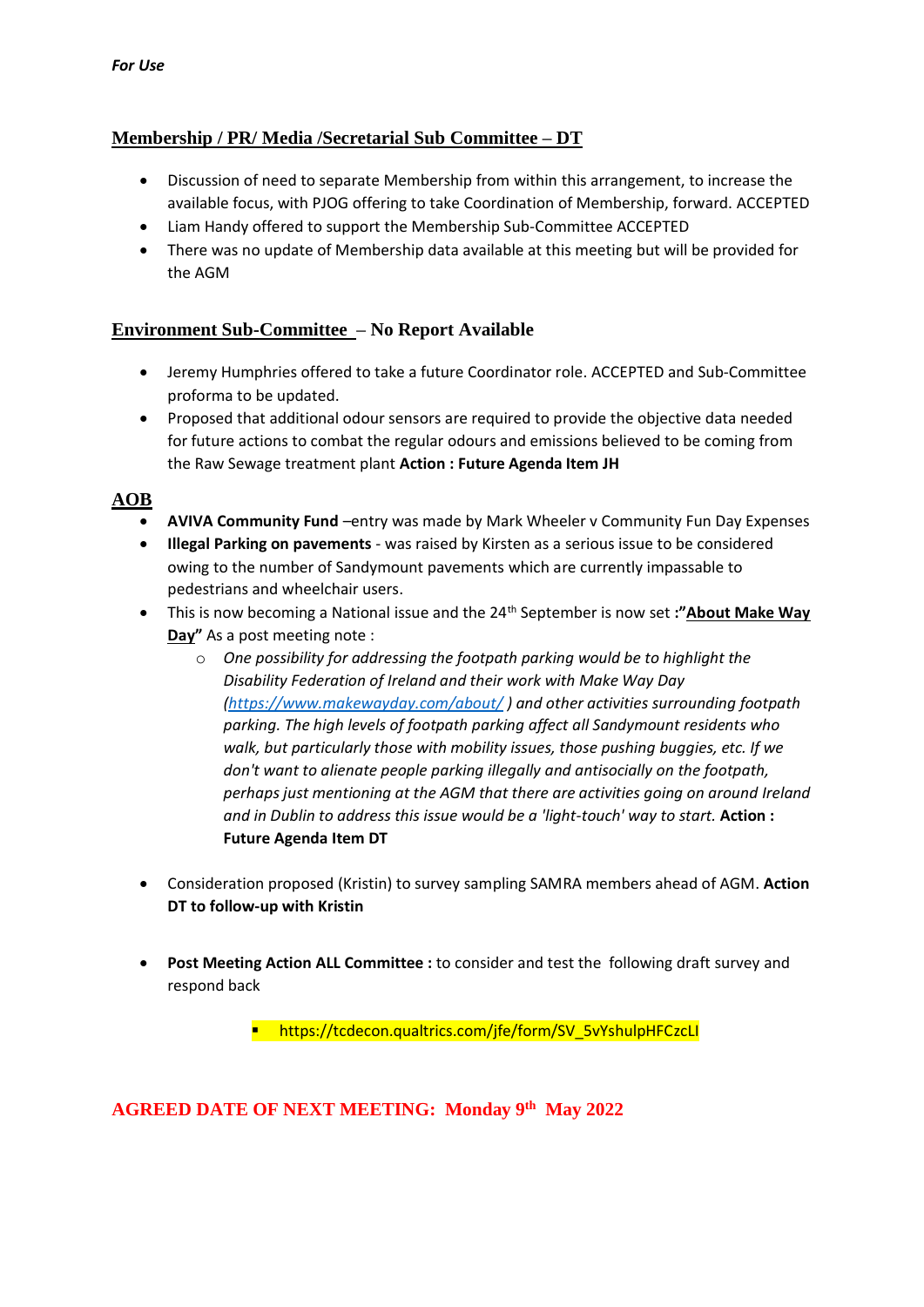*For Use*

## Membership / PR/ Media /Secretarial Sub Committee – DT

- Discussion of need to separate Membership from within this arrangement, to increase the available focus, with PJOG offering to take Coordination of Membership, forward. ACCEPTED
- Liam Handy offered to support the Membership Sub-Committee ACCEPTED
- There was no update of Membership data available at this meeting but will be provided for the AGM

## Environment Sub-Committee – No Report Available

- Jeremy Humphries offered to take a future Coordinator role. ACCEPTED and Sub-Committee proforma to be updated.
- Proposed that additional odour sensors are required to provide the objective data needed for future actions to combat the regular odours and emissions believed to be coming from the Raw Sewage treatment plant **Action : Future Agenda Item JH**

## AOB

- **AVIVA Community Fund** –entry was made by Mark Wheeler v Community Fun Day Expenses
- **Illegal Parking on pavements** - was raised by Kirsten as a serious issue to be considered owing to the number of Sandymount pavements which are currently impassable to pedestrians and wheelchair users.
- This is now becoming a National issue and the 24th September is now set **:"About Make Way Day"** As a post meeting note :
    - *One possibility for addressing the footpath parking would be to highlight the Disability Federation of Ireland and their work with Make Way Day ([https://www.makewayday.com/about/](https://www.makewayday.com/about/) ) and other activities surrounding footpath parking. The high levels of footpath parking affect all Sandymount residents who walk, but particularly those with mobility issues, those pushing buggies, etc. If we don't want to alienate people parking illegally and antisocially on the footpath, perhaps just mentioning at the AGM that there are activities going on around Ireland and in Dublin to address this issue would be a 'light-touch' way to start.* **Action : Future Agenda Item DT**

- Consideration proposed (Kristin) to survey sampling SAMRA members ahead of AGM. **Action DT to follow-up with Kristin**

- **Post Meeting Action ALL Committee :** to consider and test the following draft survey and respond back
    - https://tcdecon.qualtrics.com/jfe/form/SV_5vYshulpHFCzcLI

**AGREED DATE OF NEXT MEETING: Monday 9th May 2022**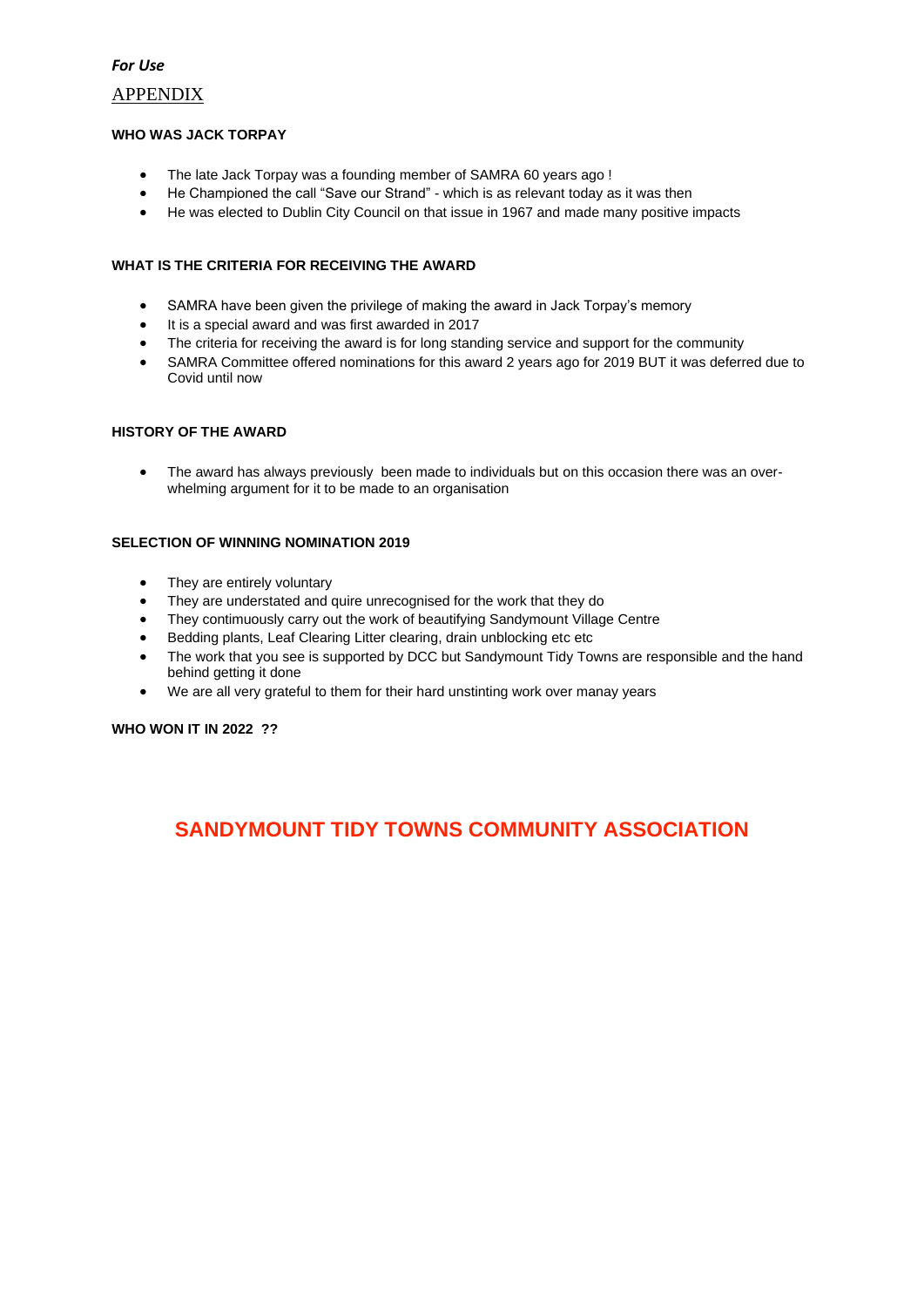***For Use***

# APPENDIX

**WHO WAS JACK TORPAY**

- The late Jack Torpay was a founding member of SAMRA 60 years ago !
- He Championed the call "Save our Strand" - which is as relevant today as it was then
- He was elected to Dublin City Council on that issue in 1967 and made many positive impacts

**WHAT IS THE CRITERIA FOR RECEIVING THE AWARD**

- SAMRA have been given the privilege of making the award in Jack Torpay's memory
- It is a special award and was first awarded in 2017
- The criteria for receiving the award is for long standing service and support for the community
- SAMRA Committee offered nominations for this award 2 years ago for 2019 BUT it was deferred due to Covid until now

**HISTORY OF THE AWARD**

- The award has always previously been made to individuals but on this occasion there was an over-whelming argument for it to be made to an organisation

**SELECTION OF WINNING NOMINATION 2019**

- They are entirely voluntary
- They are understated and quire unrecognised for the work that they do
- They contimuously carry out the work of beautifying Sandymount Village Centre
- Bedding plants, Leaf Clearing Litter clearing, drain unblocking etc etc
- The work that you see is supported by DCC but Sandymount Tidy Towns are responsible and the hand behind getting it done
- We are all very grateful to them for their hard unstinting work over manay years

**WHO WON IT IN 2022 ??**

## SANDYMOUNT TIDY TOWNS COMMUNITY ASSOCIATION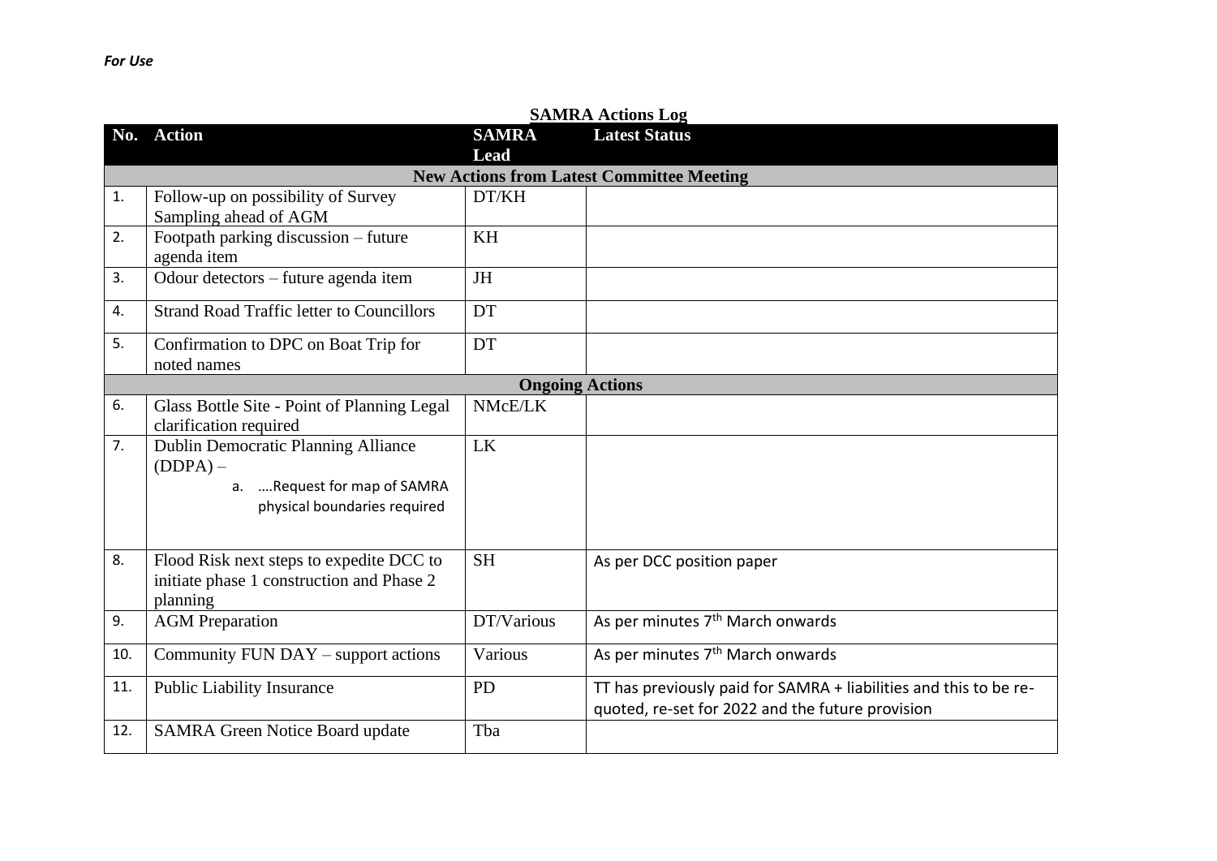*For Use*

**SAMRA Actions Log**

| No. | Action | SAMRA Lead | Latest Status |
|---|---|---|---|
| **New Actions from Latest Committee Meeting** | | | |
| 1. | Follow-up on possibility of Survey Sampling ahead of AGM | DT/KH | |
| 2. | Footpath parking discussion – future agenda item | KH | |
| 3. | Odour detectors – future agenda item | JH | |
| 4. | Strand Road Traffic letter to Councillors | DT | |
| 5. | Confirmation to DPC on Boat Trip for noted names | DT | |
| **Ongoing Actions** | | | |
| 6. | Glass Bottle Site - Point of Planning Legal clarification required | NMcE/LK | |
| 7. | Dublin Democratic Planning Alliance (DDPA) – <br> a. ….Request for map of SAMRA physical boundaries required | LK | |
| 8. | Flood Risk next steps to expedite DCC to initiate phase 1 construction and Phase 2 planning | SH | As per DCC position paper |
| 9. | AGM Preparation | DT/Various | As per minutes 7th March onwards |
| 10. | Community FUN DAY – support actions | Various | As per minutes 7th March onwards |
| 11. | Public Liability Insurance | PD | TT has previously paid for SAMRA + liabilities and this to be re-quoted, re-set for 2022 and the future provision |
| 12. | SAMRA Green Notice Board update | Tba | |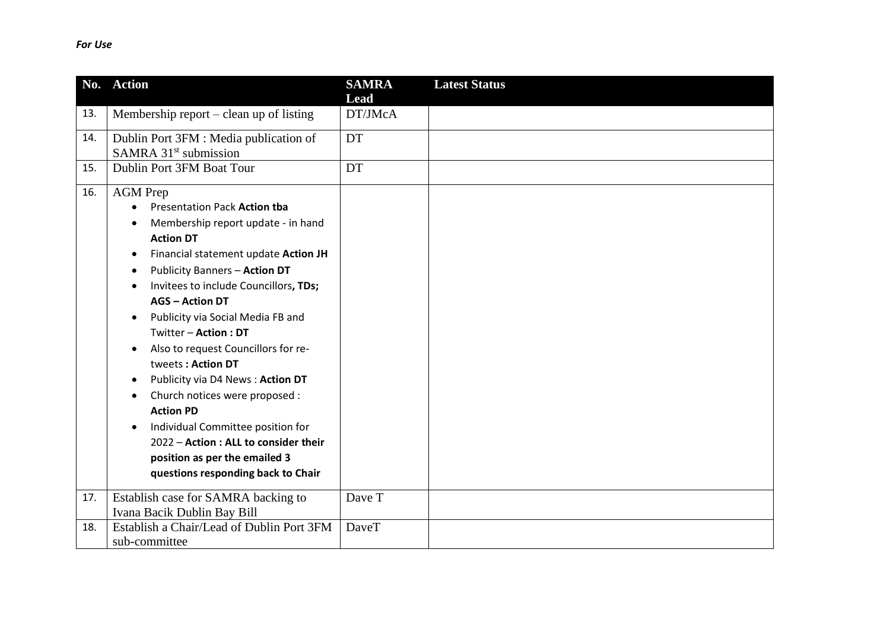*For Use*

| No. | Action | SAMRA Lead | Latest Status |
|---|---|---|---|
| 13. | Membership report – clean up of listing | DT/JMcA | |
| 14. | Dublin Port 3FM : Media publication of SAMRA 31st submission | DT | |
| 15. | Dublin Port 3FM Boat Tour | DT | |
| 16. | AGM Prep<br>• Presentation Pack **Action tba**<br>• Membership report update - in hand **Action DT**<br>• Financial statement update **Action JH**<br>• Publicity Banners – **Action DT**<br>• Invitees to include Councillors**, TDs; AGS – Action DT**<br>• Publicity via Social Media FB and Twitter – **Action : DT**<br>• Also to request Councillors for re-tweets **: Action DT**<br>• Publicity via D4 News : **Action DT**<br>• Church notices were proposed : **Action PD**<br>• Individual Committee position for 2022 – **Action : ALL to consider their position as per the emailed 3 questions responding back to Chair** | | |
| 17. | Establish case for SAMRA backing to Ivana Bacik Dublin Bay Bill | Dave T | |
| 18. | Establish a Chair/Lead of Dublin Port 3FM sub-committee | DaveT | |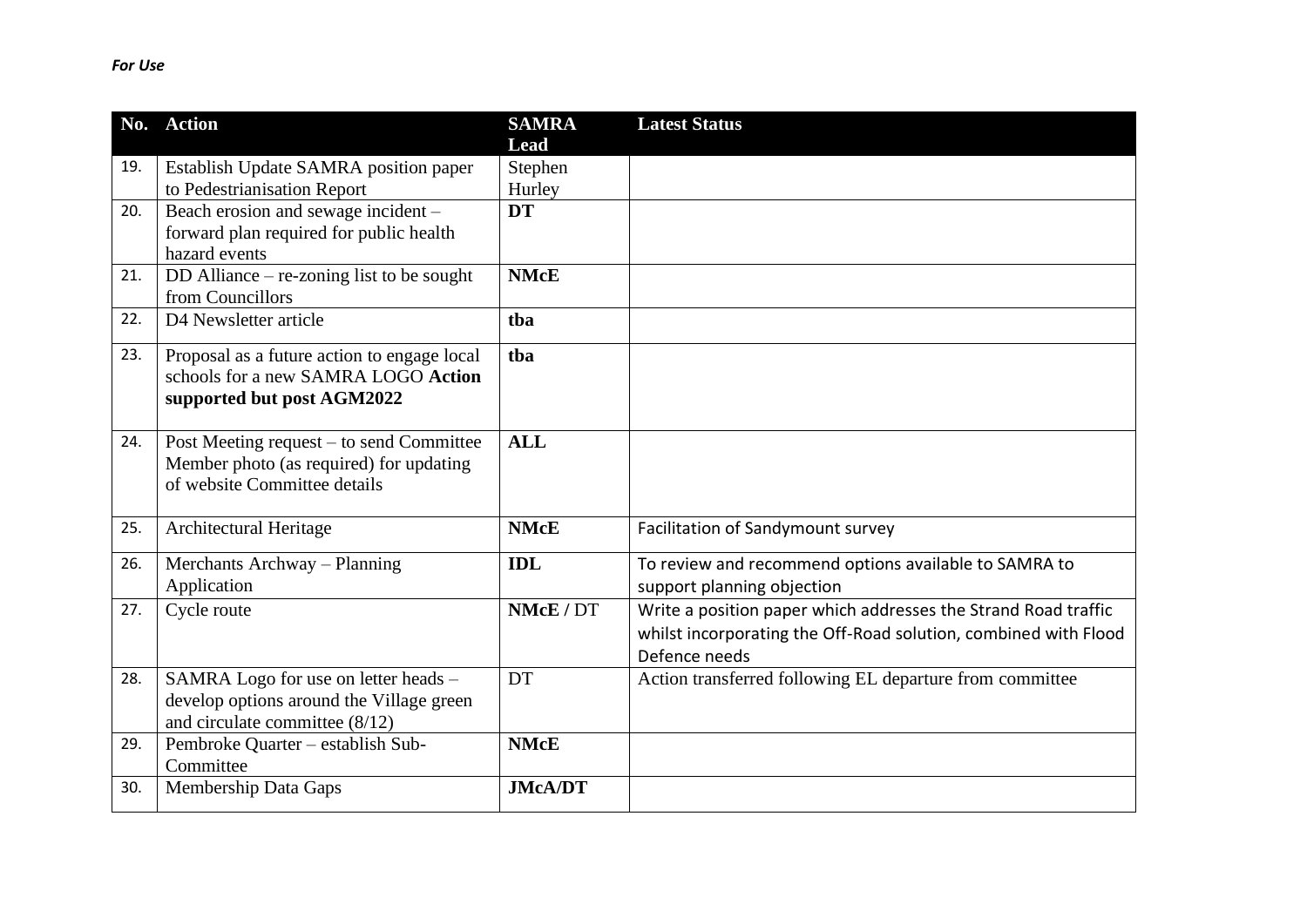*For Use*

| No. | Action | SAMRA Lead | Latest Status |
|---|---|---|---|
| 19. | Establish Update SAMRA position paper to Pedestrianisation Report | Stephen Hurley | |
| 20. | Beach erosion and sewage incident – forward plan required for public health hazard events | **DT** | |
| 21. | DD Alliance – re-zoning list to be sought from Councillors | **NMcE** | |
| 22. | D4 Newsletter article | **tba** | |
| 23. | Proposal as a future action to engage local schools for a new SAMRA LOGO **Action supported but post AGM2022** | **tba** | |
| 24. | Post Meeting request – to send Committee Member photo (as required) for updating of website Committee details | **ALL** | |
| 25. | Architectural Heritage | **NMcE** | Facilitation of Sandymount survey |
| 26. | Merchants Archway – Planning Application | **IDL** | To review and recommend options available to SAMRA to support planning objection |
| 27. | Cycle route | **NMcE** / DT | Write a position paper which addresses the Strand Road traffic whilst incorporating the Off-Road solution, combined with Flood Defence needs |
| 28. | SAMRA Logo for use on letter heads – develop options around the Village green and circulate committee (8/12) | DT | Action transferred following EL departure from committee |
| 29. | Pembroke Quarter – establish Sub-Committee | **NMcE** | |
| 30. | Membership Data Gaps | **JMcA/DT** | |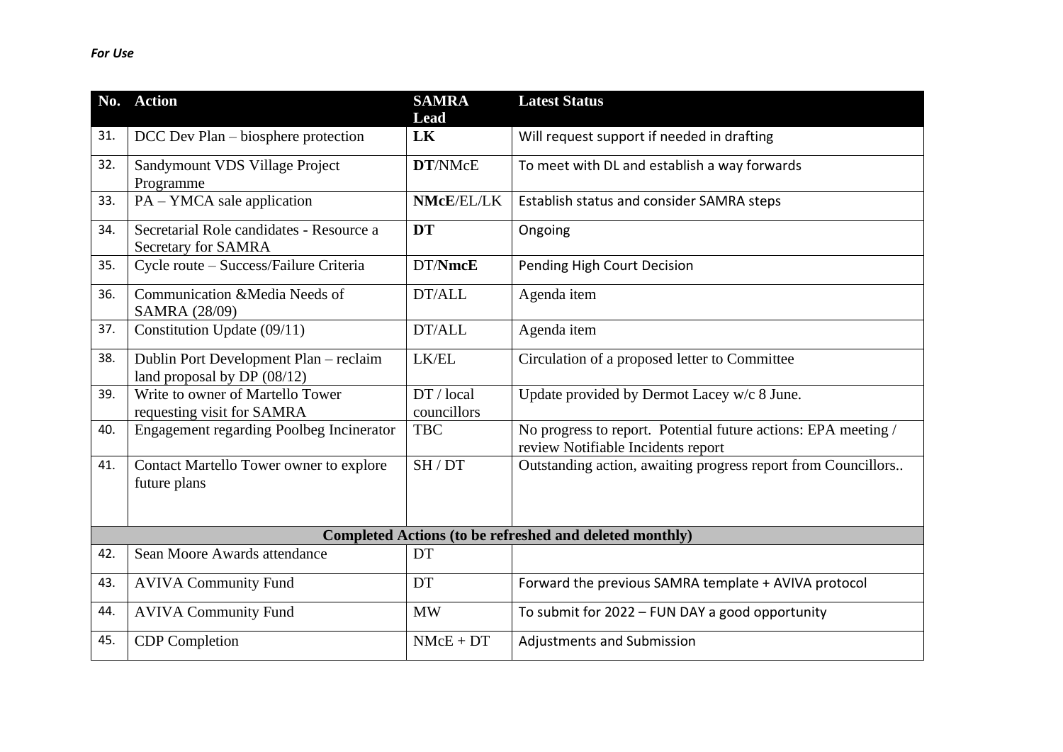*For Use*

| No. | Action | SAMRA Lead | Latest Status |
| --- | --- | --- | --- |
| 31. | DCC Dev Plan – biosphere protection | **LK** | Will request support if needed in drafting |
| 32. | Sandymount VDS Village Project Programme | **DT**/NMcE | To meet with DL and establish a way forwards |
| 33. | PA – YMCA sale application | **NMcE**/EL/LK | Establish status and consider SAMRA steps |
| 34. | Secretarial Role candidates - Resource a Secretary for SAMRA | **DT** | Ongoing |
| 35. | Cycle route – Success/Failure Criteria | DT/**NmcE** | Pending High Court Decision |
| 36. | Communication &Media Needs of SAMRA (28/09) | DT/ALL | Agenda item |
| 37. | Constitution Update (09/11) | DT/ALL | Agenda item |
| 38. | Dublin Port Development Plan – reclaim land proposal by DP (08/12) | LK/EL | Circulation of a proposed letter to Committee |
| 39. | Write to owner of Martello Tower requesting visit for SAMRA | DT / local councillors | Update provided by Dermot Lacey w/c 8 June. |
| 40. | Engagement regarding Poolbeg Incinerator | TBC | No progress to report. Potential future actions: EPA meeting / review Notifiable Incidents report |
| 41. | Contact Martello Tower owner to explore future plans | SH / DT | Outstanding action, awaiting progress report from Councillors.. |
| **Completed Actions (to be refreshed and deleted monthly)** | | | |
| 42. | Sean Moore Awards attendance | DT | |
| 43. | AVIVA Community Fund | DT | Forward the previous SAMRA template + AVIVA protocol |
| 44. | AVIVA Community Fund | MW | To submit for 2022 – FUN DAY a good opportunity |
| 45. | CDP Completion | NMcE + DT | Adjustments and Submission |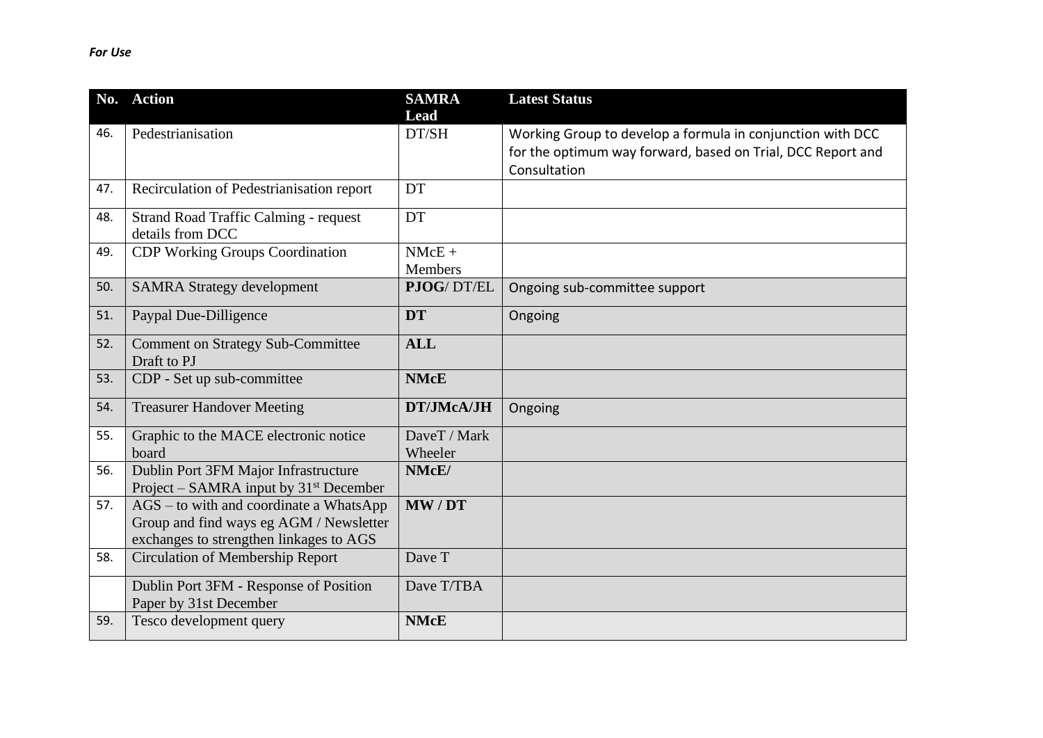*For Use*

| No. | Action | SAMRA Lead | Latest Status |
|---|---|---|---|
| 46. | Pedestrianisation | DT/SH | Working Group to develop a formula in conjunction with DCC for the optimum way forward, based on Trial, DCC Report and Consultation |
| 47. | Recirculation of Pedestrianisation report | DT | |
| 48. | Strand Road Traffic Calming - request details from DCC | DT | |
| 49. | CDP Working Groups Coordination | NMcE + Members | |
| 50. | SAMRA Strategy development | **PJOG**/ DT/EL | Ongoing sub-committee support |
| 51. | Paypal Due-Dilligence | **DT** | Ongoing |
| 52. | Comment on Strategy Sub-Committee Draft to PJ | **ALL** | |
| 53. | CDP - Set up sub-committee | **NMcE** | |
| 54. | Treasurer Handover Meeting | **DT/JMcA/JH** | Ongoing |
| 55. | Graphic to the MACE electronic notice board | DaveT / Mark Wheeler | |
| 56. | Dublin Port 3FM Major Infrastructure Project – SAMRA input by 31st December | **NMcE/** | |
| 57. | AGS – to with and coordinate a WhatsApp Group and find ways eg AGM / Newsletter exchanges to strengthen linkages to AGS | **MW / DT** | |
| 58. | Circulation of Membership Report | Dave T | |
| | Dublin Port 3FM - Response of Position Paper by 31st December | Dave T/TBA | |
| 59. | Tesco development query | **NMcE** | |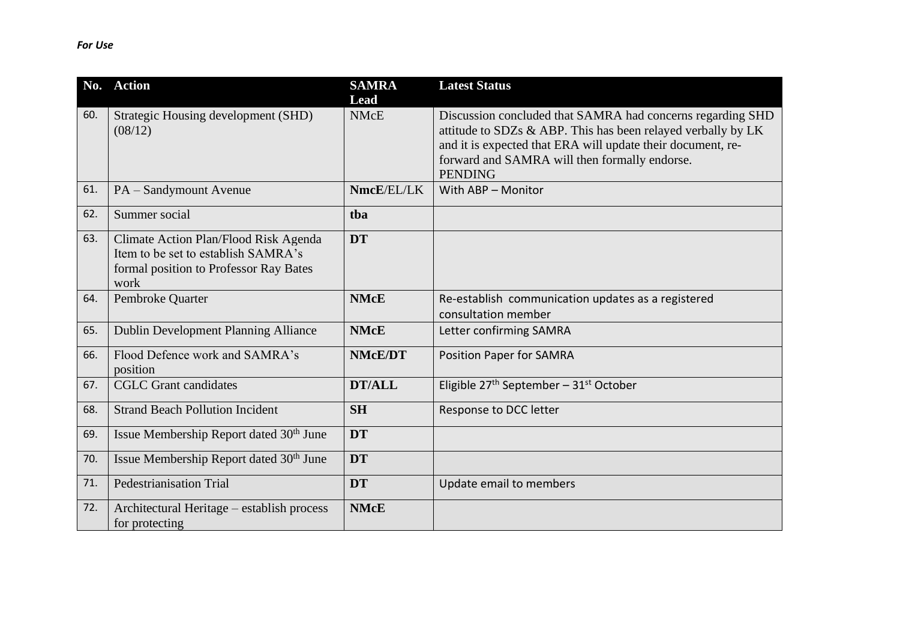*For Use*

| No. | Action | SAMRA Lead | Latest Status |
|---|---|---|---|
| 60. | Strategic Housing development (SHD) (08/12) | NMcE | Discussion concluded that SAMRA had concerns regarding SHD attitude to SDZs & ABP. This has been relayed verbally by LK and it is expected that ERA will update their document, re-forward and SAMRA will then formally endorse. PENDING |
| 61. | PA – Sandymount Avenue | **NmcE**/EL/LK | With ABP – Monitor |
| 62. | Summer social | **tba** | |
| 63. | Climate Action Plan/Flood Risk Agenda Item to be set to establish SAMRA's formal position to Professor Ray Bates work | **DT** | |
| 64. | Pembroke Quarter | **NMcE** | Re-establish communication updates as a registered consultation member |
| 65. | Dublin Development Planning Alliance | **NMcE** | Letter confirming SAMRA |
| 66. | Flood Defence work and SAMRA's position | **NMcE/DT** | Position Paper for SAMRA |
| 67. | CGLC Grant candidates | **DT/ALL** | Eligible 27th September – 31st October |
| 68. | Strand Beach Pollution Incident | **SH** | Response to DCC letter |
| 69. | Issue Membership Report dated 30th June | **DT** | |
| 70. | Issue Membership Report dated 30th June | **DT** | |
| 71. | Pedestrianisation Trial | **DT** | Update email to members |
| 72. | Architectural Heritage – establish process for protecting | **NMcE** | |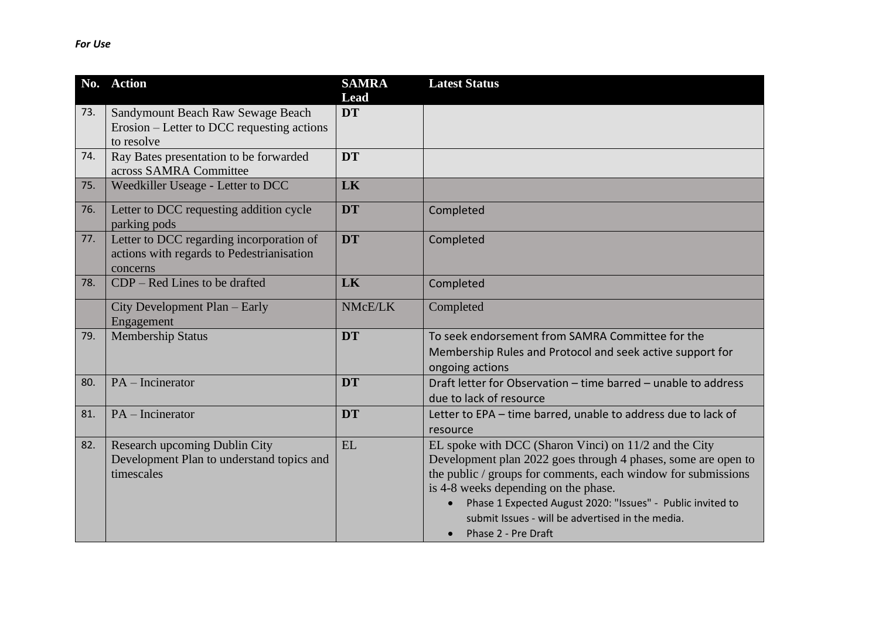*For Use*

| No. | Action | SAMRA Lead | Latest Status |
|---|---|---|---|
| 73. | Sandymount Beach Raw Sewage Beach Erosion – Letter to DCC requesting actions to resolve | **DT** | |
| 74. | Ray Bates presentation to be forwarded across SAMRA Committee | **DT** | |
| 75. | Weedkiller Useage - Letter to DCC | **LK** | |
| 76. | Letter to DCC requesting addition cycle parking pods | **DT** | Completed |
| 77. | Letter to DCC regarding incorporation of actions with regards to Pedestrianisation concerns | **DT** | Completed |
| 78. | CDP – Red Lines to be drafted | **LK** | Completed |
| | City Development Plan – Early Engagement | NMcE/LK | Completed |
| 79. | Membership Status | **DT** | To seek endorsement from SAMRA Committee for the Membership Rules and Protocol and seek active support for ongoing actions |
| 80. | PA – Incinerator | **DT** | Draft letter for Observation – time barred – unable to address due to lack of resource |
| 81. | PA – Incinerator | **DT** | Letter to EPA – time barred, unable to address due to lack of resource |
| 82. | Research upcoming Dublin City Development Plan to understand topics and timescales | EL | EL spoke with DCC (Sharon Vinci) on 11/2 and the City Development plan 2022 goes through 4 phases, some are open to the public / groups for comments, each window for submissions is 4-8 weeks depending on the phase.<br>• Phase 1 Expected August 2020: "Issues" - Public invited to submit Issues - will be advertised in the media.<br>• Phase 2 - Pre Draft |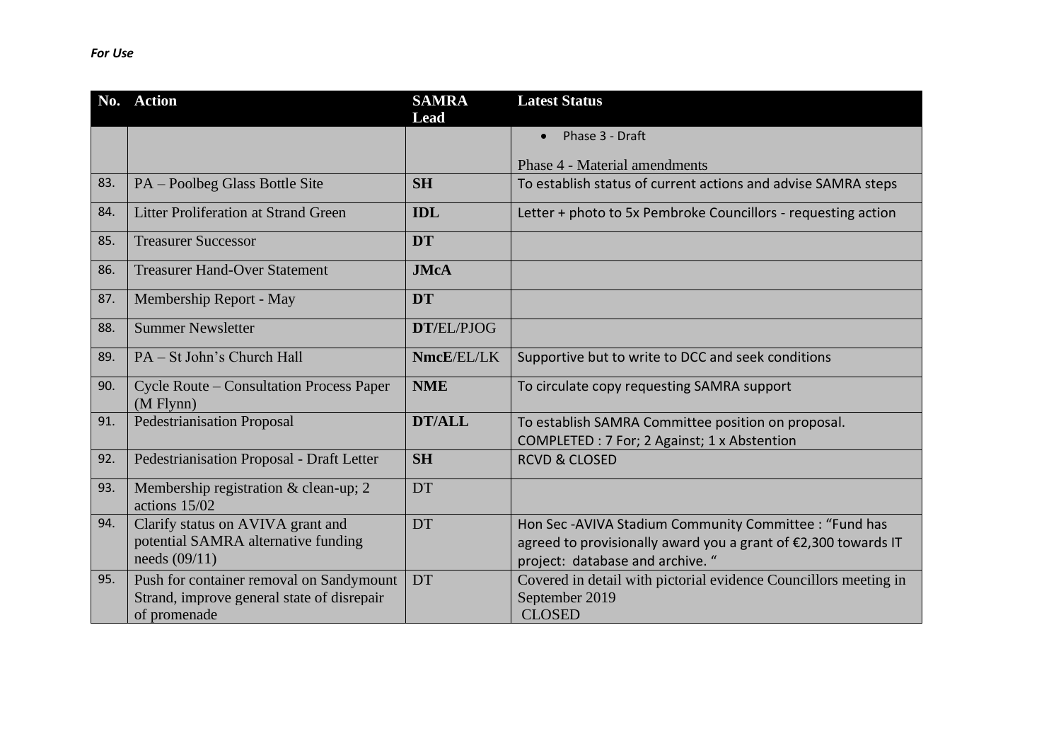*For Use*

| No. | Action | SAMRA Lead | Latest Status |
|---|---|---|---|
| | | | • Phase 3 - Draft<br><br>Phase 4 - Material amendments |
| 83. | PA – Poolbeg Glass Bottle Site | **SH** | To establish status of current actions and advise SAMRA steps |
| 84. | Litter Proliferation at Strand Green | **IDL** | Letter + photo to 5x Pembroke Councillors - requesting action |
| 85. | Treasurer Successor | **DT** | |
| 86. | Treasurer Hand-Over Statement | **JMcA** | |
| 87. | Membership Report - May | **DT** | |
| 88. | Summer Newsletter | **DT**/EL/PJOG | |
| 89. | PA – St John's Church Hall | **NmcE**/EL/LK | Supportive but to write to DCC and seek conditions |
| 90. | Cycle Route – Consultation Process Paper (M Flynn) | **NME** | To circulate copy requesting SAMRA support |
| 91. | Pedestrianisation Proposal | **DT/ALL** | To establish SAMRA Committee position on proposal.<br>COMPLETED : 7 For; 2 Against; 1 x Abstention |
| 92. | Pedestrianisation Proposal - Draft Letter | **SH** | RCVD & CLOSED |
| 93. | Membership registration & clean-up; 2 actions 15/02 | DT | |
| 94. | Clarify status on AVIVA grant and potential SAMRA alternative funding needs (09/11) | DT | Hon Sec -AVIVA Stadium Community Committee : "Fund has agreed to provisionally award you a grant of €2,300 towards IT project: database and archive. " |
| 95. | Push for container removal on Sandymount Strand, improve general state of disrepair of promenade | DT | Covered in detail with pictorial evidence Councillors meeting in September 2019<br>CLOSED |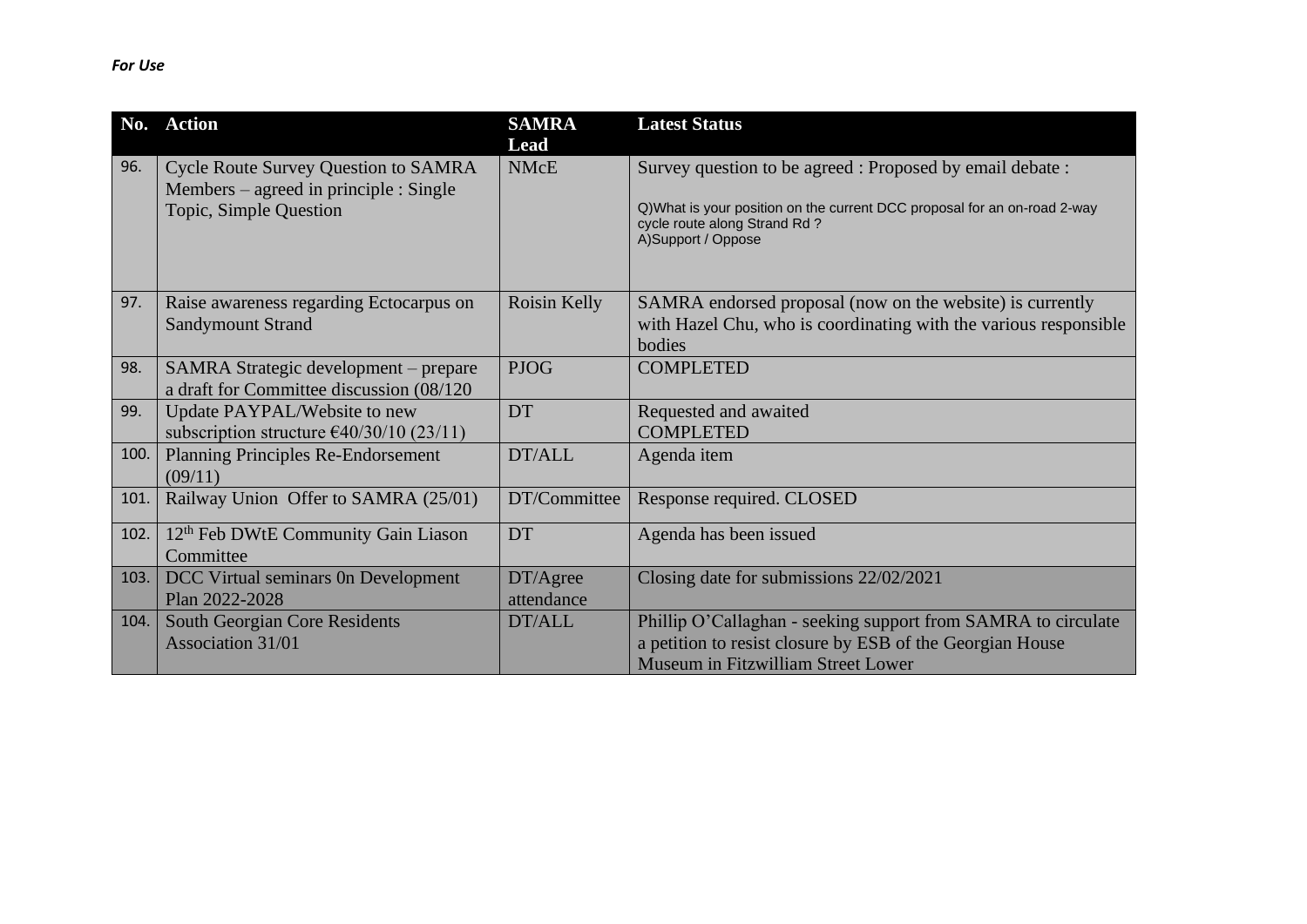*For Use*

| No. | Action | SAMRA Lead | Latest Status |
|---|---|---|---|
| 96. | Cycle Route Survey Question to SAMRA Members – agreed in principle : Single Topic, Simple Question | NMcE | Survey question to be agreed : Proposed by email debate :<br><br>Q)What is your position on the current DCC proposal for an on-road 2-way cycle route along Strand Rd ?<br>A)Support / Oppose |
| 97. | Raise awareness regarding Ectocarpus on Sandymount Strand | Roisin Kelly | SAMRA endorsed proposal (now on the website) is currently with Hazel Chu, who is coordinating with the various responsible bodies |
| 98. | SAMRA Strategic development – prepare a draft for Committee discussion (08/120 | PJOG | COMPLETED |
| 99. | Update PAYPAL/Website to new subscription structure €40/30/10 (23/11) | DT | Requested and awaited<br>COMPLETED |
| 100. | Planning Principles Re-Endorsement (09/11) | DT/ALL | Agenda item |
| 101. | Railway Union Offer to SAMRA (25/01) | DT/Committee | Response required. CLOSED |
| 102. | 12th Feb DWtE Community Gain Liason Committee | DT | Agenda has been issued |
| 103. | DCC Virtual seminars 0n Development Plan 2022-2028 | DT/Agree attendance | Closing date for submissions 22/02/2021 |
| 104. | South Georgian Core Residents Association 31/01 | DT/ALL | Phillip O'Callaghan - seeking support from SAMRA to circulate a petition to resist closure by ESB of the Georgian House Museum in Fitzwilliam Street Lower |